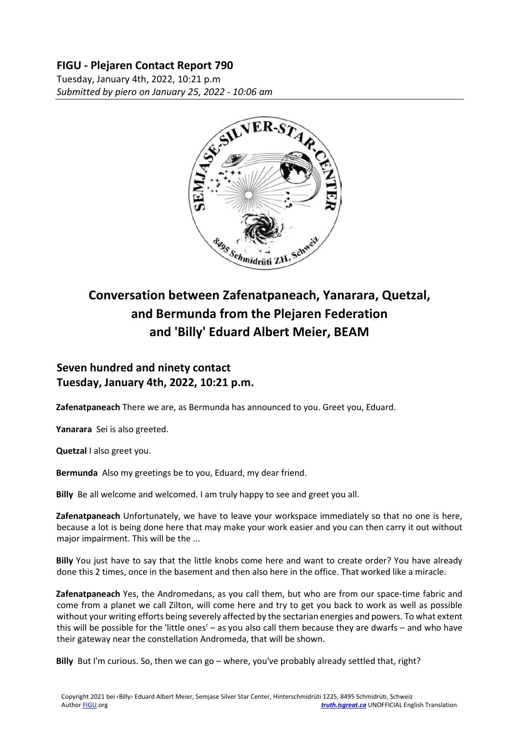## FIGU - Plejaren Contact Report 790

Tuesday, January 4th, 2022, 10:21 p.m
*Submitted by piero on January 25, 2022 - 10:06 am*

# Conversation between Zafenatpaneach, Yanarara, Quetzal, and Bermunda from the Plejaren Federation and 'Billy' Eduard Albert Meier, BEAM

## Seven hundred and ninety contact
## Tuesday, January 4th, 2022, 10:21 p.m.

**Zafenatpaneach** There we are, as Bermunda has announced to you. Greet you, Eduard.

**Yanarara** Sei is also greeted.

**Quetzal** I also greet you.

**Bermunda** Also my greetings be to you, Eduard, my dear friend.

**Billy** Be all welcome and welcomed. I am truly happy to see and greet you all.

**Zafenatpaneach** Unfortunately, we have to leave your workspace immediately so that no one is here, because a lot is being done here that may make your work easier and you can then carry it out without major impairment. This will be the ...

**Billy** You just have to say that the little knobs come here and want to create order? You have already done this 2 times, once in the basement and then also here in the office. That worked like a miracle.

**Zafenatpaneach** Yes, the Andromedans, as you call them, but who are from our space-time fabric and come from a planet we call Zilton, will come here and try to get you back to work as well as possible without your writing efforts being severely affected by the sectarian energies and powers. To what extent this will be possible for the 'little ones' – as you also call them because they are dwarfs – and who have their gateway near the constellation Andromeda, that will be shown.

**Billy** But I'm curious. So, then we can go – where, you've probably already settled that, right?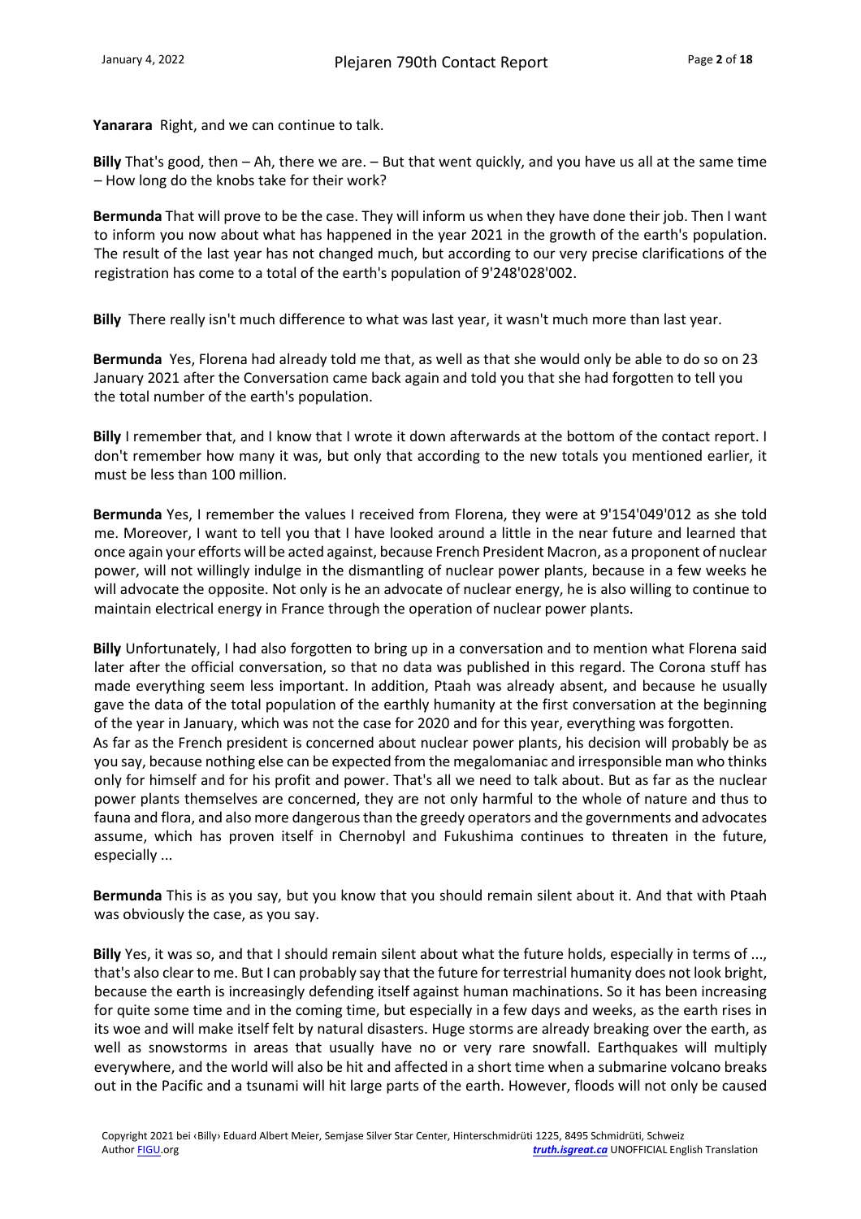**Yanarara** Right, and we can continue to talk.

**Billy** That's good, then – Ah, there we are. – But that went quickly, and you have us all at the same time – How long do the knobs take for their work?

**Bermunda** That will prove to be the case. They will inform us when they have done their job. Then I want to inform you now about what has happened in the year 2021 in the growth of the earth's population. The result of the last year has not changed much, but according to our very precise clarifications of the registration has come to a total of the earth's population of 9'248'028'002.

**Billy** There really isn't much difference to what was last year, it wasn't much more than last year.

**Bermunda** Yes, Florena had already told me that, as well as that she would only be able to do so on 23 January 2021 after the Conversation came back again and told you that she had forgotten to tell you the total number of the earth's population.

**Billy** I remember that, and I know that I wrote it down afterwards at the bottom of the contact report. I don't remember how many it was, but only that according to the new totals you mentioned earlier, it must be less than 100 million.

**Bermunda** Yes, I remember the values I received from Florena, they were at 9'154'049'012 as she told me. Moreover, I want to tell you that I have looked around a little in the near future and learned that once again your efforts will be acted against, because French President Macron, as a proponent of nuclear power, will not willingly indulge in the dismantling of nuclear power plants, because in a few weeks he will advocate the opposite. Not only is he an advocate of nuclear energy, he is also willing to continue to maintain electrical energy in France through the operation of nuclear power plants.

**Billy** Unfortunately, I had also forgotten to bring up in a conversation and to mention what Florena said later after the official conversation, so that no data was published in this regard. The Corona stuff has made everything seem less important. In addition, Ptaah was already absent, and because he usually gave the data of the total population of the earthly humanity at the first conversation at the beginning of the year in January, which was not the case for 2020 and for this year, everything was forgotten.
As far as the French president is concerned about nuclear power plants, his decision will probably be as you say, because nothing else can be expected from the megalomaniac and irresponsible man who thinks only for himself and for his profit and power. That's all we need to talk about. But as far as the nuclear power plants themselves are concerned, they are not only harmful to the whole of nature and thus to fauna and flora, and also more dangerous than the greedy operators and the governments and advocates assume, which has proven itself in Chernobyl and Fukushima continues to threaten in the future, especially ...

**Bermunda** This is as you say, but you know that you should remain silent about it. And that with Ptaah was obviously the case, as you say.

**Billy** Yes, it was so, and that I should remain silent about what the future holds, especially in terms of ..., that's also clear to me. But I can probably say that the future for terrestrial humanity does not look bright, because the earth is increasingly defending itself against human machinations. So it has been increasing for quite some time and in the coming time, but especially in a few days and weeks, as the earth rises in its woe and will make itself felt by natural disasters. Huge storms are already breaking over the earth, as well as snowstorms in areas that usually have no or very rare snowfall. Earthquakes will multiply everywhere, and the world will also be hit and affected in a short time when a submarine volcano breaks out in the Pacific and a tsunami will hit large parts of the earth. However, floods will not only be caused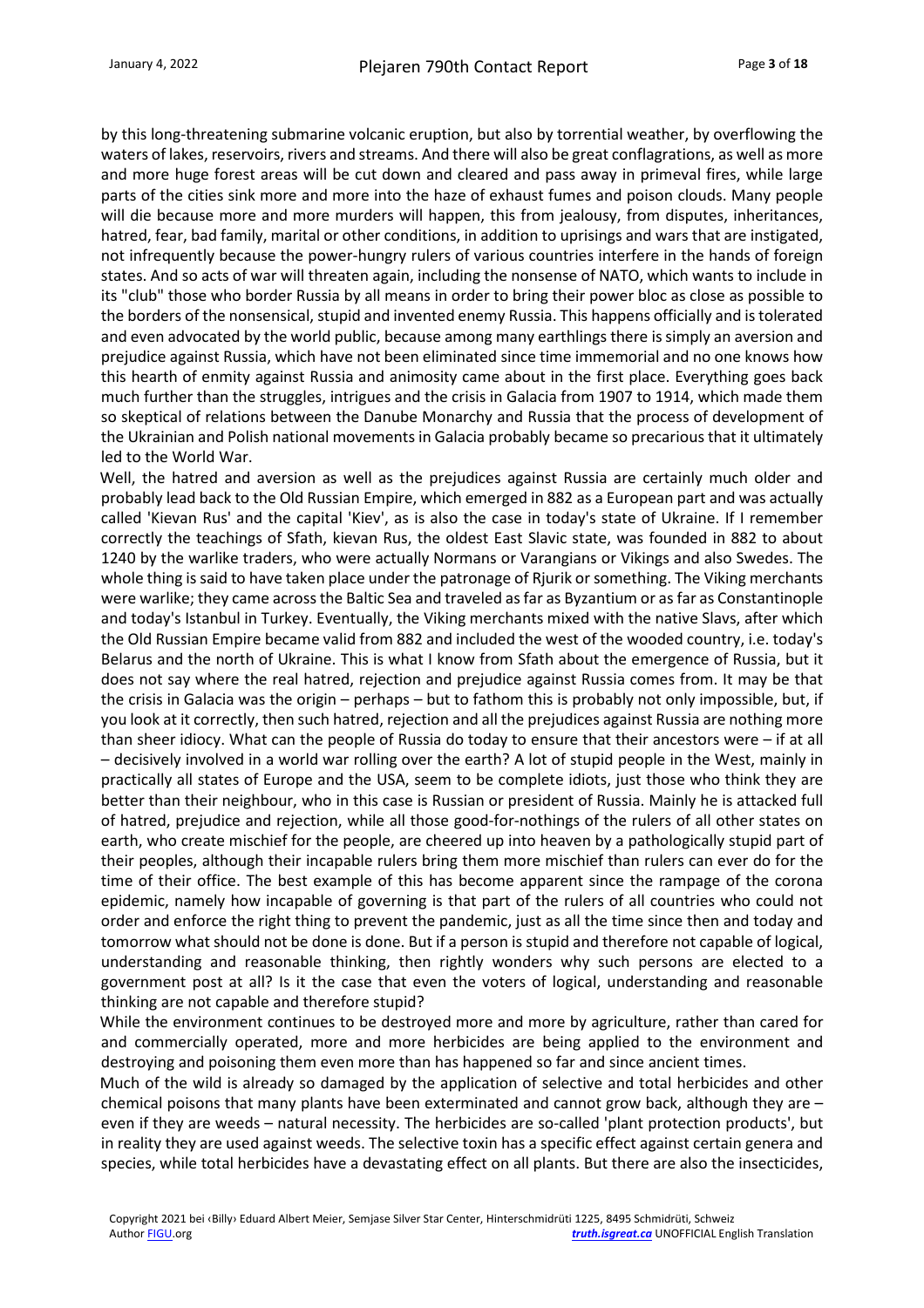by this long-threatening submarine volcanic eruption, but also by torrential weather, by overflowing the waters of lakes, reservoirs, rivers and streams. And there will also be great conflagrations, as well as more and more huge forest areas will be cut down and cleared and pass away in primeval fires, while large parts of the cities sink more and more into the haze of exhaust fumes and poison clouds. Many people will die because more and more murders will happen, this from jealousy, from disputes, inheritances, hatred, fear, bad family, marital or other conditions, in addition to uprisings and wars that are instigated, not infrequently because the power-hungry rulers of various countries interfere in the hands of foreign states. And so acts of war will threaten again, including the nonsense of NATO, which wants to include in its "club" those who border Russia by all means in order to bring their power bloc as close as possible to the borders of the nonsensical, stupid and invented enemy Russia. This happens officially and is tolerated and even advocated by the world public, because among many earthlings there is simply an aversion and prejudice against Russia, which have not been eliminated since time immemorial and no one knows how this hearth of enmity against Russia and animosity came about in the first place. Everything goes back much further than the struggles, intrigues and the crisis in Galacia from 1907 to 1914, which made them so skeptical of relations between the Danube Monarchy and Russia that the process of development of the Ukrainian and Polish national movements in Galacia probably became so precarious that it ultimately led to the World War.

Well, the hatred and aversion as well as the prejudices against Russia are certainly much older and probably lead back to the Old Russian Empire, which emerged in 882 as a European part and was actually called 'Kievan Rus' and the capital 'Kiev', as is also the case in today's state of Ukraine. If I remember correctly the teachings of Sfath, kievan Rus, the oldest East Slavic state, was founded in 882 to about 1240 by the warlike traders, who were actually Normans or Varangians or Vikings and also Swedes. The whole thing is said to have taken place under the patronage of Rjurik or something. The Viking merchants were warlike; they came across the Baltic Sea and traveled as far as Byzantium or as far as Constantinople and today's Istanbul in Turkey. Eventually, the Viking merchants mixed with the native Slavs, after which the Old Russian Empire became valid from 882 and included the west of the wooded country, i.e. today's Belarus and the north of Ukraine. This is what I know from Sfath about the emergence of Russia, but it does not say where the real hatred, rejection and prejudice against Russia comes from. It may be that the crisis in Galacia was the origin – perhaps – but to fathom this is probably not only impossible, but, if you look at it correctly, then such hatred, rejection and all the prejudices against Russia are nothing more than sheer idiocy. What can the people of Russia do today to ensure that their ancestors were – if at all – decisively involved in a world war rolling over the earth? A lot of stupid people in the West, mainly in practically all states of Europe and the USA, seem to be complete idiots, just those who think they are better than their neighbour, who in this case is Russian or president of Russia. Mainly he is attacked full of hatred, prejudice and rejection, while all those good-for-nothings of the rulers of all other states on earth, who create mischief for the people, are cheered up into heaven by a pathologically stupid part of their peoples, although their incapable rulers bring them more mischief than rulers can ever do for the time of their office. The best example of this has become apparent since the rampage of the corona epidemic, namely how incapable of governing is that part of the rulers of all countries who could not order and enforce the right thing to prevent the pandemic, just as all the time since then and today and tomorrow what should not be done is done. But if a person is stupid and therefore not capable of logical, understanding and reasonable thinking, then rightly wonders why such persons are elected to a government post at all? Is it the case that even the voters of logical, understanding and reasonable thinking are not capable and therefore stupid?

While the environment continues to be destroyed more and more by agriculture, rather than cared for and commercially operated, more and more herbicides are being applied to the environment and destroying and poisoning them even more than has happened so far and since ancient times.

Much of the wild is already so damaged by the application of selective and total herbicides and other chemical poisons that many plants have been exterminated and cannot grow back, although they are – even if they are weeds – natural necessity. The herbicides are so-called 'plant protection products', but in reality they are used against weeds. The selective toxin has a specific effect against certain genera and species, while total herbicides have a devastating effect on all plants. But there are also the insecticides,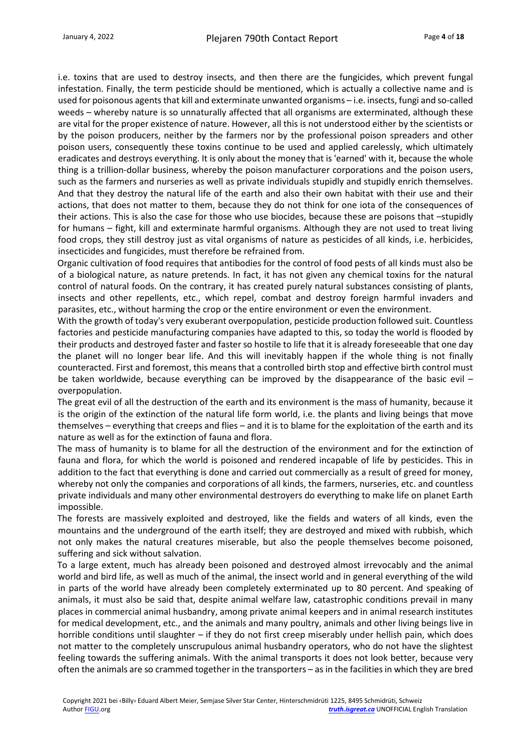i.e. toxins that are used to destroy insects, and then there are the fungicides, which prevent fungal infestation. Finally, the term pesticide should be mentioned, which is actually a collective name and is used for poisonous agents that kill and exterminate unwanted organisms – i.e. insects, fungi and so-called weeds – whereby nature is so unnaturally affected that all organisms are exterminated, although these are vital for the proper existence of nature. However, all this is not understood either by the scientists or by the poison producers, neither by the farmers nor by the professional poison spreaders and other poison users, consequently these toxins continue to be used and applied carelessly, which ultimately eradicates and destroys everything. It is only about the money that is 'earned' with it, because the whole thing is a trillion-dollar business, whereby the poison manufacturer corporations and the poison users, such as the farmers and nurseries as well as private individuals stupidly and stupidly enrich themselves. And that they destroy the natural life of the earth and also their own habitat with their use and their actions, that does not matter to them, because they do not think for one iota of the consequences of their actions. This is also the case for those who use biocides, because these are poisons that –stupidly for humans – fight, kill and exterminate harmful organisms. Although they are not used to treat living food crops, they still destroy just as vital organisms of nature as pesticides of all kinds, i.e. herbicides, insecticides and fungicides, must therefore be refrained from.

Organic cultivation of food requires that antibodies for the control of food pests of all kinds must also be of a biological nature, as nature pretends. In fact, it has not given any chemical toxins for the natural control of natural foods. On the contrary, it has created purely natural substances consisting of plants, insects and other repellents, etc., which repel, combat and destroy foreign harmful invaders and parasites, etc., without harming the crop or the entire environment or even the environment.

With the growth of today's very exuberant overpopulation, pesticide production followed suit. Countless factories and pesticide manufacturing companies have adapted to this, so today the world is flooded by their products and destroyed faster and faster so hostile to life that it is already foreseeable that one day the planet will no longer bear life. And this will inevitably happen if the whole thing is not finally counteracted. First and foremost, this means that a controlled birth stop and effective birth control must be taken worldwide, because everything can be improved by the disappearance of the basic evil – overpopulation.

The great evil of all the destruction of the earth and its environment is the mass of humanity, because it is the origin of the extinction of the natural life form world, i.e. the plants and living beings that move themselves – everything that creeps and flies – and it is to blame for the exploitation of the earth and its nature as well as for the extinction of fauna and flora.

The mass of humanity is to blame for all the destruction of the environment and for the extinction of fauna and flora, for which the world is poisoned and rendered incapable of life by pesticides. This in addition to the fact that everything is done and carried out commercially as a result of greed for money, whereby not only the companies and corporations of all kinds, the farmers, nurseries, etc. and countless private individuals and many other environmental destroyers do everything to make life on planet Earth impossible.

The forests are massively exploited and destroyed, like the fields and waters of all kinds, even the mountains and the underground of the earth itself; they are destroyed and mixed with rubbish, which not only makes the natural creatures miserable, but also the people themselves become poisoned, suffering and sick without salvation.

To a large extent, much has already been poisoned and destroyed almost irrevocably and the animal world and bird life, as well as much of the animal, the insect world and in general everything of the wild in parts of the world have already been completely exterminated up to 80 percent. And speaking of animals, it must also be said that, despite animal welfare law, catastrophic conditions prevail in many places in commercial animal husbandry, among private animal keepers and in animal research institutes for medical development, etc., and the animals and many poultry, animals and other living beings live in horrible conditions until slaughter – if they do not first creep miserably under hellish pain, which does not matter to the completely unscrupulous animal husbandry operators, who do not have the slightest feeling towards the suffering animals. With the animal transports it does not look better, because very often the animals are so crammed together in the transporters – as in the facilities in which they are bred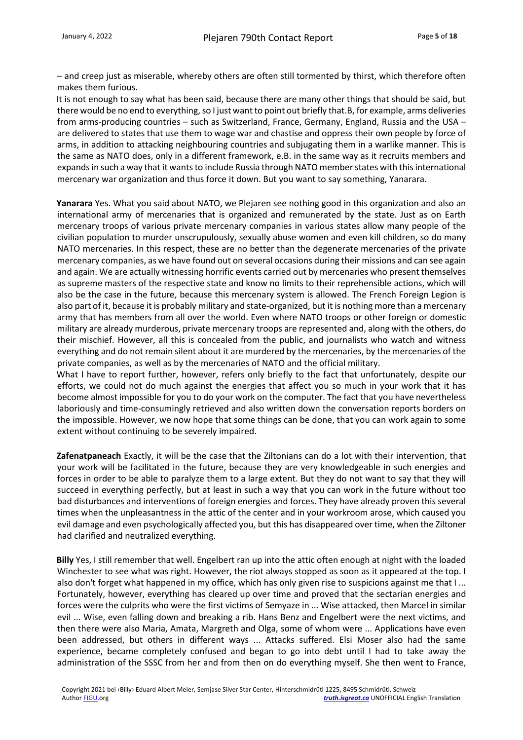– and creep just as miserable, whereby others are often still tormented by thirst, which therefore often makes them furious.

It is not enough to say what has been said, because there are many other things that should be said, but there would be no end to everything, so I just want to point out briefly that.B, for example, arms deliveries from arms-producing countries – such as Switzerland, France, Germany, England, Russia and the USA – are delivered to states that use them to wage war and chastise and oppress their own people by force of arms, in addition to attacking neighbouring countries and subjugating them in a warlike manner. This is the same as NATO does, only in a different framework, e.B. in the same way as it recruits members and expands in such a way that it wants to include Russia through NATO member states with this international mercenary war organization and thus force it down. But you want to say something, Yanarara.

**Yanarara** Yes. What you said about NATO, we Plejaren see nothing good in this organization and also an international army of mercenaries that is organized and remunerated by the state. Just as on Earth mercenary troops of various private mercenary companies in various states allow many people of the civilian population to murder unscrupulously, sexually abuse women and even kill children, so do many NATO mercenaries. In this respect, these are no better than the degenerate mercenaries of the private mercenary companies, as we have found out on several occasions during their missions and can see again and again. We are actually witnessing horrific events carried out by mercenaries who present themselves as supreme masters of the respective state and know no limits to their reprehensible actions, which will also be the case in the future, because this mercenary system is allowed. The French Foreign Legion is also part of it, because it is probably military and state-organized, but it is nothing more than a mercenary army that has members from all over the world. Even where NATO troops or other foreign or domestic military are already murderous, private mercenary troops are represented and, along with the others, do their mischief. However, all this is concealed from the public, and journalists who watch and witness everything and do not remain silent about it are murdered by the mercenaries, by the mercenaries of the private companies, as well as by the mercenaries of NATO and the official military.

What I have to report further, however, refers only briefly to the fact that unfortunately, despite our efforts, we could not do much against the energies that affect you so much in your work that it has become almost impossible for you to do your work on the computer. The fact that you have nevertheless laboriously and time-consumingly retrieved and also written down the conversation reports borders on the impossible. However, we now hope that some things can be done, that you can work again to some extent without continuing to be severely impaired.

**Zafenatpaneach** Exactly, it will be the case that the Ziltonians can do a lot with their intervention, that your work will be facilitated in the future, because they are very knowledgeable in such energies and forces in order to be able to paralyze them to a large extent. But they do not want to say that they will succeed in everything perfectly, but at least in such a way that you can work in the future without too bad disturbances and interventions of foreign energies and forces. They have already proven this several times when the unpleasantness in the attic of the center and in your workroom arose, which caused you evil damage and even psychologically affected you, but this has disappeared over time, when the Ziltoner had clarified and neutralized everything.

**Billy** Yes, I still remember that well. Engelbert ran up into the attic often enough at night with the loaded Winchester to see what was right. However, the riot always stopped as soon as it appeared at the top. I also don't forget what happened in my office, which has only given rise to suspicions against me that I ... Fortunately, however, everything has cleared up over time and proved that the sectarian energies and forces were the culprits who were the first victims of Semyaze in ... Wise attacked, then Marcel in similar evil ... Wise, even falling down and breaking a rib. Hans Benz and Engelbert were the next victims, and then there were also Maria, Amata, Margreth and Olga, some of whom were ... Applications have even been addressed, but others in different ways ... Attacks suffered. Elsi Moser also had the same experience, became completely confused and began to go into debt until I had to take away the administration of the SSSC from her and from then on do everything myself. She then went to France,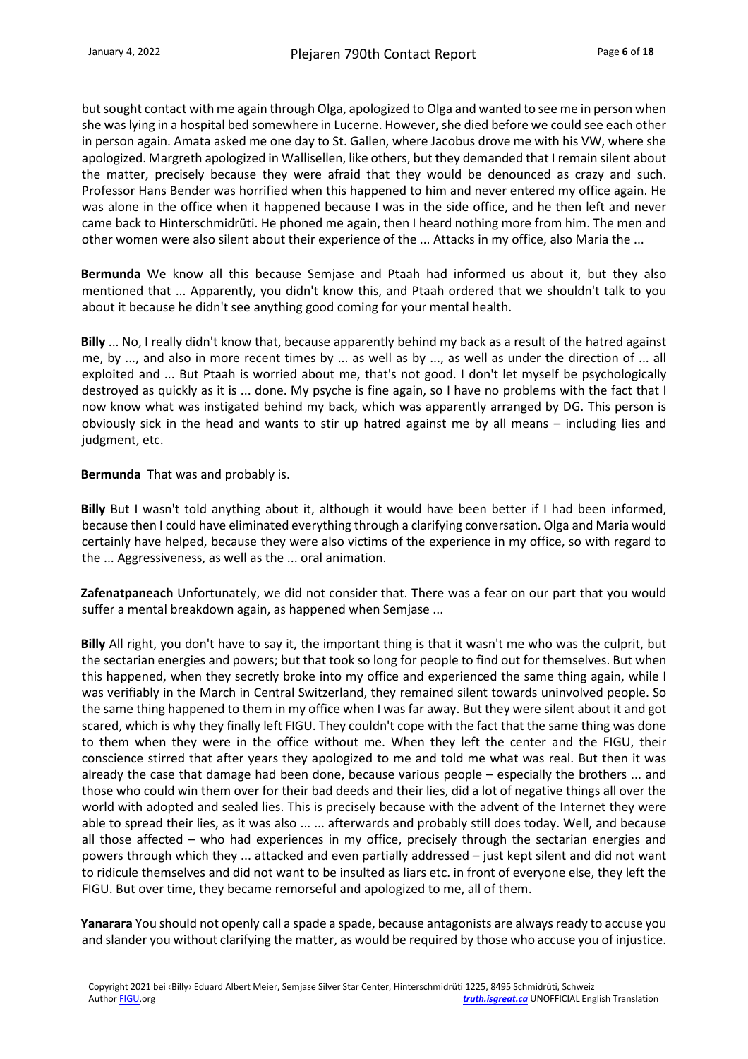but sought contact with me again through Olga, apologized to Olga and wanted to see me in person when she was lying in a hospital bed somewhere in Lucerne. However, she died before we could see each other in person again. Amata asked me one day to St. Gallen, where Jacobus drove me with his VW, where she apologized. Margreth apologized in Wallisellen, like others, but they demanded that I remain silent about the matter, precisely because they were afraid that they would be denounced as crazy and such. Professor Hans Bender was horrified when this happened to him and never entered my office again. He was alone in the office when it happened because I was in the side office, and he then left and never came back to Hinterschmidrüti. He phoned me again, then I heard nothing more from him. The men and other women were also silent about their experience of the ... Attacks in my office, also Maria the ...

**Bermunda** We know all this because Semjase and Ptaah had informed us about it, but they also mentioned that ... Apparently, you didn't know this, and Ptaah ordered that we shouldn't talk to you about it because he didn't see anything good coming for your mental health.

**Billy** ... No, I really didn't know that, because apparently behind my back as a result of the hatred against me, by ..., and also in more recent times by ... as well as by ..., as well as under the direction of ... all exploited and ... But Ptaah is worried about me, that's not good. I don't let myself be psychologically destroyed as quickly as it is ... done. My psyche is fine again, so I have no problems with the fact that I now know what was instigated behind my back, which was apparently arranged by DG. This person is obviously sick in the head and wants to stir up hatred against me by all means – including lies and judgment, etc.

**Bermunda** That was and probably is.

**Billy** But I wasn't told anything about it, although it would have been better if I had been informed, because then I could have eliminated everything through a clarifying conversation. Olga and Maria would certainly have helped, because they were also victims of the experience in my office, so with regard to the ... Aggressiveness, as well as the ... oral animation.

**Zafenatpaneach** Unfortunately, we did not consider that. There was a fear on our part that you would suffer a mental breakdown again, as happened when Semjase ...

**Billy** All right, you don't have to say it, the important thing is that it wasn't me who was the culprit, but the sectarian energies and powers; but that took so long for people to find out for themselves. But when this happened, when they secretly broke into my office and experienced the same thing again, while I was verifiably in the March in Central Switzerland, they remained silent towards uninvolved people. So the same thing happened to them in my office when I was far away. But they were silent about it and got scared, which is why they finally left FIGU. They couldn't cope with the fact that the same thing was done to them when they were in the office without me. When they left the center and the FIGU, their conscience stirred that after years they apologized to me and told me what was real. But then it was already the case that damage had been done, because various people – especially the brothers ... and those who could win them over for their bad deeds and their lies, did a lot of negative things all over the world with adopted and sealed lies. This is precisely because with the advent of the Internet they were able to spread their lies, as it was also ... ... afterwards and probably still does today. Well, and because all those affected – who had experiences in my office, precisely through the sectarian energies and powers through which they ... attacked and even partially addressed – just kept silent and did not want to ridicule themselves and did not want to be insulted as liars etc. in front of everyone else, they left the FIGU. But over time, they became remorseful and apologized to me, all of them.

**Yanarara** You should not openly call a spade a spade, because antagonists are always ready to accuse you and slander you without clarifying the matter, as would be required by those who accuse you of injustice.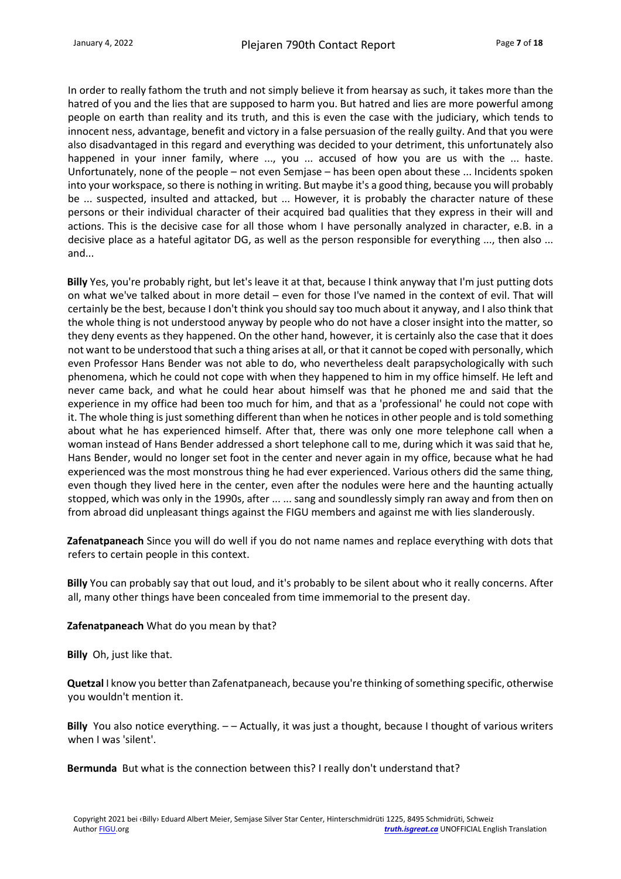In order to really fathom the truth and not simply believe it from hearsay as such, it takes more than the hatred of you and the lies that are supposed to harm you. But hatred and lies are more powerful among people on earth than reality and its truth, and this is even the case with the judiciary, which tends to innocent ness, advantage, benefit and victory in a false persuasion of the really guilty. And that you were also disadvantaged in this regard and everything was decided to your detriment, this unfortunately also happened in your inner family, where ..., you ... accused of how you are us with the ... haste. Unfortunately, none of the people – not even Semjase – has been open about these ... Incidents spoken into your workspace, so there is nothing in writing. But maybe it's a good thing, because you will probably be ... suspected, insulted and attacked, but ... However, it is probably the character nature of these persons or their individual character of their acquired bad qualities that they express in their will and actions. This is the decisive case for all those whom I have personally analyzed in character, e.B. in a decisive place as a hateful agitator DG, as well as the person responsible for everything ..., then also ... and...

**Billy** Yes, you're probably right, but let's leave it at that, because I think anyway that I'm just putting dots on what we've talked about in more detail – even for those I've named in the context of evil. That will certainly be the best, because I don't think you should say too much about it anyway, and I also think that the whole thing is not understood anyway by people who do not have a closer insight into the matter, so they deny events as they happened. On the other hand, however, it is certainly also the case that it does not want to be understood that such a thing arises at all, or that it cannot be coped with personally, which even Professor Hans Bender was not able to do, who nevertheless dealt parapsychologically with such phenomena, which he could not cope with when they happened to him in my office himself. He left and never came back, and what he could hear about himself was that he phoned me and said that the experience in my office had been too much for him, and that as a 'professional' he could not cope with it. The whole thing is just something different than when he notices in other people and is told something about what he has experienced himself. After that, there was only one more telephone call when a woman instead of Hans Bender addressed a short telephone call to me, during which it was said that he, Hans Bender, would no longer set foot in the center and never again in my office, because what he had experienced was the most monstrous thing he had ever experienced. Various others did the same thing, even though they lived here in the center, even after the nodules were here and the haunting actually stopped, which was only in the 1990s, after ... ... sang and soundlessly simply ran away and from then on from abroad did unpleasant things against the FIGU members and against me with lies slanderously.

**Zafenatpaneach** Since you will do well if you do not name names and replace everything with dots that refers to certain people in this context.

**Billy** You can probably say that out loud, and it's probably to be silent about who it really concerns. After all, many other things have been concealed from time immemorial to the present day.

**Zafenatpaneach** What do you mean by that?

**Billy** Oh, just like that.

**Quetzal** I know you better than Zafenatpaneach, because you're thinking of something specific, otherwise you wouldn't mention it.

**Billy** You also notice everything. – – Actually, it was just a thought, because I thought of various writers when I was 'silent'.

**Bermunda** But what is the connection between this? I really don't understand that?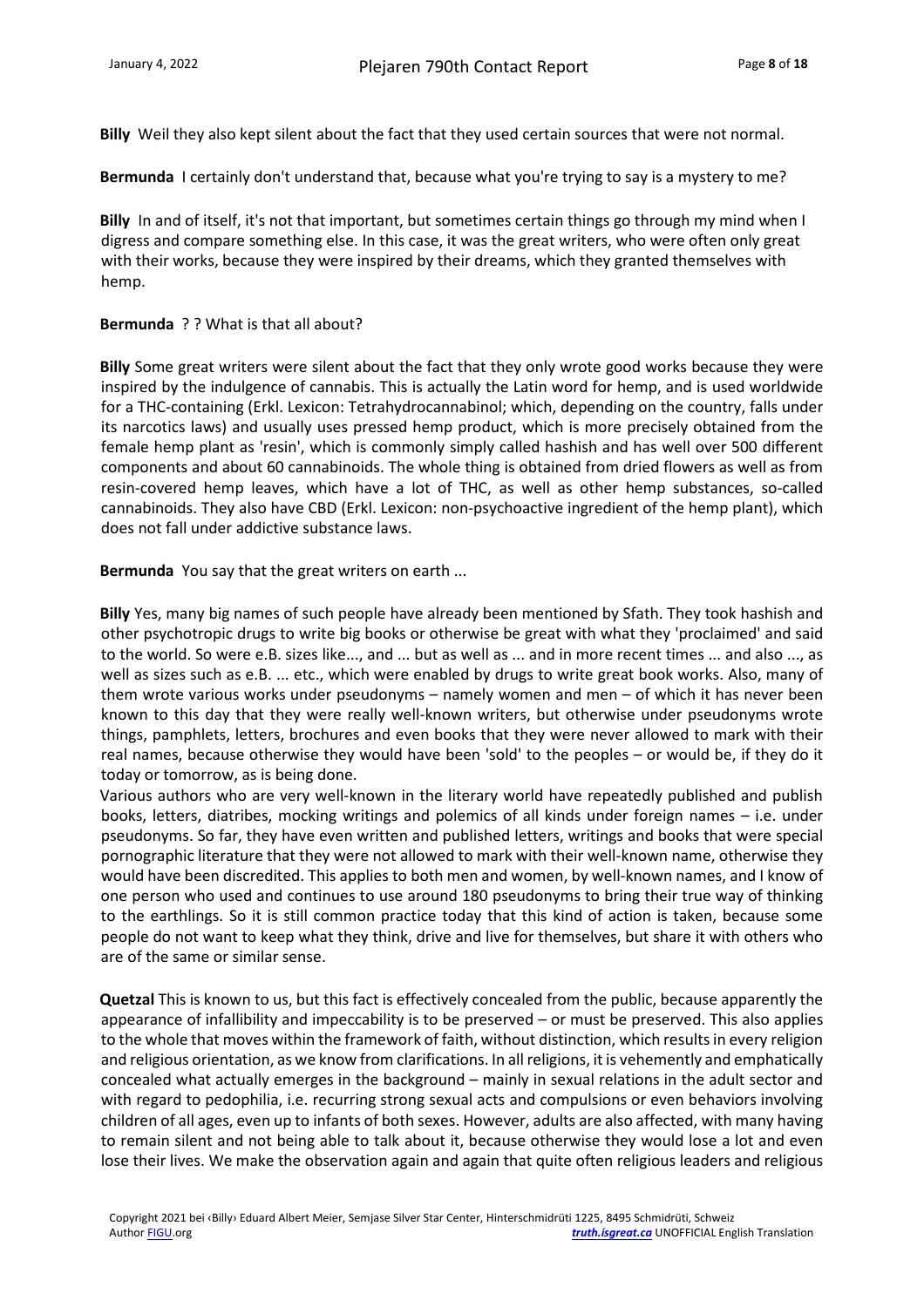**Billy** Weil they also kept silent about the fact that they used certain sources that were not normal.

**Bermunda** I certainly don't understand that, because what you're trying to say is a mystery to me?

**Billy** In and of itself, it's not that important, but sometimes certain things go through my mind when I digress and compare something else. In this case, it was the great writers, who were often only great with their works, because they were inspired by their dreams, which they granted themselves with hemp.

**Bermunda** ? ? What is that all about?

**Billy** Some great writers were silent about the fact that they only wrote good works because they were inspired by the indulgence of cannabis. This is actually the Latin word for hemp, and is used worldwide for a THC-containing (Erkl. Lexicon: Tetrahydrocannabinol; which, depending on the country, falls under its narcotics laws) and usually uses pressed hemp product, which is more precisely obtained from the female hemp plant as 'resin', which is commonly simply called hashish and has well over 500 different components and about 60 cannabinoids. The whole thing is obtained from dried flowers as well as from resin-covered hemp leaves, which have a lot of THC, as well as other hemp substances, so-called cannabinoids. They also have CBD (Erkl. Lexicon: non-psychoactive ingredient of the hemp plant), which does not fall under addictive substance laws.

**Bermunda** You say that the great writers on earth ...

**Billy** Yes, many big names of such people have already been mentioned by Sfath. They took hashish and other psychotropic drugs to write big books or otherwise be great with what they 'proclaimed' and said to the world. So were e.B. sizes like..., and ... but as well as ... and in more recent times ... and also ..., as well as sizes such as e.B. ... etc., which were enabled by drugs to write great book works. Also, many of them wrote various works under pseudonyms – namely women and men – of which it has never been known to this day that they were really well-known writers, but otherwise under pseudonyms wrote things, pamphlets, letters, brochures and even books that they were never allowed to mark with their real names, because otherwise they would have been 'sold' to the peoples – or would be, if they do it today or tomorrow, as is being done.
Various authors who are very well-known in the literary world have repeatedly published and publish books, letters, diatribes, mocking writings and polemics of all kinds under foreign names – i.e. under pseudonyms. So far, they have even written and published letters, writings and books that were special pornographic literature that they were not allowed to mark with their well-known name, otherwise they would have been discredited. This applies to both men and women, by well-known names, and I know of one person who used and continues to use around 180 pseudonyms to bring their true way of thinking to the earthlings. So it is still common practice today that this kind of action is taken, because some people do not want to keep what they think, drive and live for themselves, but share it with others who are of the same or similar sense.

**Quetzal** This is known to us, but this fact is effectively concealed from the public, because apparently the appearance of infallibility and impeccability is to be preserved – or must be preserved. This also applies to the whole that moves within the framework of faith, without distinction, which results in every religion and religious orientation, as we know from clarifications. In all religions, it is vehemently and emphatically concealed what actually emerges in the background – mainly in sexual relations in the adult sector and with regard to pedophilia, i.e. recurring strong sexual acts and compulsions or even behaviors involving children of all ages, even up to infants of both sexes. However, adults are also affected, with many having to remain silent and not being able to talk about it, because otherwise they would lose a lot and even lose their lives. We make the observation again and again that quite often religious leaders and religious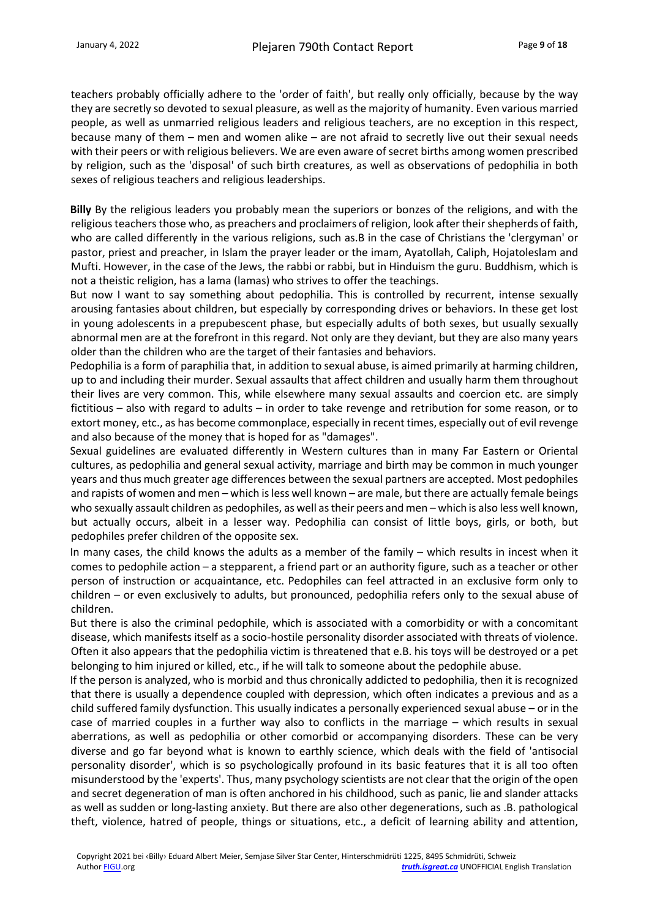teachers probably officially adhere to the 'order of faith', but really only officially, because by the way they are secretly so devoted to sexual pleasure, as well as the majority of humanity. Even various married people, as well as unmarried religious leaders and religious teachers, are no exception in this respect, because many of them – men and women alike – are not afraid to secretly live out their sexual needs with their peers or with religious believers. We are even aware of secret births among women prescribed by religion, such as the 'disposal' of such birth creatures, as well as observations of pedophilia in both sexes of religious teachers and religious leaderships.

**Billy** By the religious leaders you probably mean the superiors or bonzes of the religions, and with the religious teachers those who, as preachers and proclaimers of religion, look after their shepherds of faith, who are called differently in the various religions, such as.B in the case of Christians the 'clergyman' or pastor, priest and preacher, in Islam the prayer leader or the imam, Ayatollah, Caliph, Hojatoleslam and Mufti. However, in the case of the Jews, the rabbi or rabbi, but in Hinduism the guru. Buddhism, which is not a theistic religion, has a lama (lamas) who strives to offer the teachings.

But now I want to say something about pedophilia. This is controlled by recurrent, intense sexually arousing fantasies about children, but especially by corresponding drives or behaviors. In these get lost in young adolescents in a prepubescent phase, but especially adults of both sexes, but usually sexually abnormal men are at the forefront in this regard. Not only are they deviant, but they are also many years older than the children who are the target of their fantasies and behaviors.

Pedophilia is a form of paraphilia that, in addition to sexual abuse, is aimed primarily at harming children, up to and including their murder. Sexual assaults that affect children and usually harm them throughout their lives are very common. This, while elsewhere many sexual assaults and coercion etc. are simply fictitious – also with regard to adults – in order to take revenge and retribution for some reason, or to extort money, etc., as has become commonplace, especially in recent times, especially out of evil revenge and also because of the money that is hoped for as "damages".

Sexual guidelines are evaluated differently in Western cultures than in many Far Eastern or Oriental cultures, as pedophilia and general sexual activity, marriage and birth may be common in much younger years and thus much greater age differences between the sexual partners are accepted. Most pedophiles and rapists of women and men – which is less well known – are male, but there are actually female beings who sexually assault children as pedophiles, as well as their peers and men – which is also less well known, but actually occurs, albeit in a lesser way. Pedophilia can consist of little boys, girls, or both, but pedophiles prefer children of the opposite sex.

In many cases, the child knows the adults as a member of the family – which results in incest when it comes to pedophile action – a stepparent, a friend part or an authority figure, such as a teacher or other person of instruction or acquaintance, etc. Pedophiles can feel attracted in an exclusive form only to children – or even exclusively to adults, but pronounced, pedophilia refers only to the sexual abuse of children.

But there is also the criminal pedophile, which is associated with a comorbidity or with a concomitant disease, which manifests itself as a socio-hostile personality disorder associated with threats of violence. Often it also appears that the pedophilia victim is threatened that e.B. his toys will be destroyed or a pet belonging to him injured or killed, etc., if he will talk to someone about the pedophile abuse.

If the person is analyzed, who is morbid and thus chronically addicted to pedophilia, then it is recognized that there is usually a dependence coupled with depression, which often indicates a previous and as a child suffered family dysfunction. This usually indicates a personally experienced sexual abuse – or in the case of married couples in a further way also to conflicts in the marriage – which results in sexual aberrations, as well as pedophilia or other comorbid or accompanying disorders. These can be very diverse and go far beyond what is known to earthly science, which deals with the field of 'antisocial personality disorder', which is so psychologically profound in its basic features that it is all too often misunderstood by the 'experts'. Thus, many psychology scientists are not clear that the origin of the open and secret degeneration of man is often anchored in his childhood, such as panic, lie and slander attacks as well as sudden or long-lasting anxiety. But there are also other degenerations, such as .B. pathological theft, violence, hatred of people, things or situations, etc., a deficit of learning ability and attention,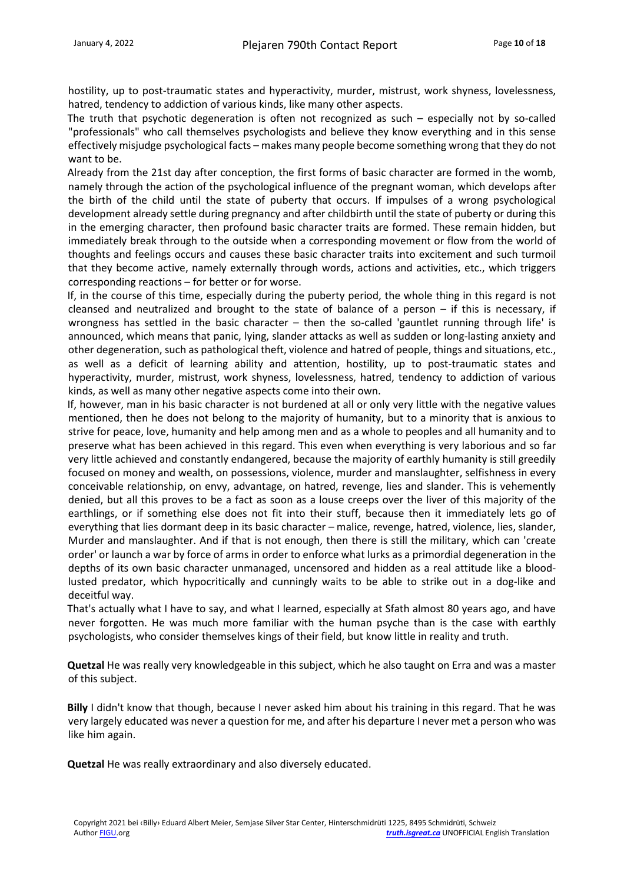hostility, up to post-traumatic states and hyperactivity, murder, mistrust, work shyness, lovelessness, hatred, tendency to addiction of various kinds, like many other aspects.

The truth that psychotic degeneration is often not recognized as such – especially not by so-called "professionals" who call themselves psychologists and believe they know everything and in this sense effectively misjudge psychological facts – makes many people become something wrong that they do not want to be.

Already from the 21st day after conception, the first forms of basic character are formed in the womb, namely through the action of the psychological influence of the pregnant woman, which develops after the birth of the child until the state of puberty that occurs. If impulses of a wrong psychological development already settle during pregnancy and after childbirth until the state of puberty or during this in the emerging character, then profound basic character traits are formed. These remain hidden, but immediately break through to the outside when a corresponding movement or flow from the world of thoughts and feelings occurs and causes these basic character traits into excitement and such turmoil that they become active, namely externally through words, actions and activities, etc., which triggers corresponding reactions – for better or for worse.

If, in the course of this time, especially during the puberty period, the whole thing in this regard is not cleansed and neutralized and brought to the state of balance of a person – if this is necessary, if wrongness has settled in the basic character – then the so-called 'gauntlet running through life' is announced, which means that panic, lying, slander attacks as well as sudden or long-lasting anxiety and other degeneration, such as pathological theft, violence and hatred of people, things and situations, etc., as well as a deficit of learning ability and attention, hostility, up to post-traumatic states and hyperactivity, murder, mistrust, work shyness, lovelessness, hatred, tendency to addiction of various kinds, as well as many other negative aspects come into their own.

If, however, man in his basic character is not burdened at all or only very little with the negative values mentioned, then he does not belong to the majority of humanity, but to a minority that is anxious to strive for peace, love, humanity and help among men and as a whole to peoples and all humanity and to preserve what has been achieved in this regard. This even when everything is very laborious and so far very little achieved and constantly endangered, because the majority of earthly humanity is still greedily focused on money and wealth, on possessions, violence, murder and manslaughter, selfishness in every conceivable relationship, on envy, advantage, on hatred, revenge, lies and slander. This is vehemently denied, but all this proves to be a fact as soon as a louse creeps over the liver of this majority of the earthlings, or if something else does not fit into their stuff, because then it immediately lets go of everything that lies dormant deep in its basic character – malice, revenge, hatred, violence, lies, slander, Murder and manslaughter. And if that is not enough, then there is still the military, which can 'create order' or launch a war by force of arms in order to enforce what lurks as a primordial degeneration in the depths of its own basic character unmanaged, uncensored and hidden as a real attitude like a blood-lusted predator, which hypocritically and cunningly waits to be able to strike out in a dog-like and deceitful way.

That's actually what I have to say, and what I learned, especially at Sfath almost 80 years ago, and have never forgotten. He was much more familiar with the human psyche than is the case with earthly psychologists, who consider themselves kings of their field, but know little in reality and truth.

**Quetzal** He was really very knowledgeable in this subject, which he also taught on Erra and was a master of this subject.

**Billy** I didn't know that though, because I never asked him about his training in this regard. That he was very largely educated was never a question for me, and after his departure I never met a person who was like him again.

**Quetzal** He was really extraordinary and also diversely educated.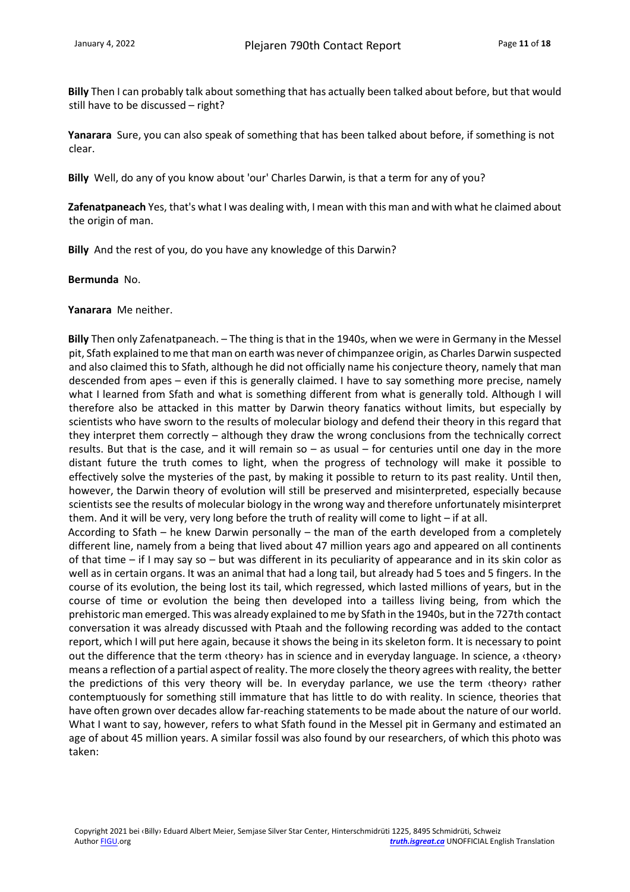**Billy** Then I can probably talk about something that has actually been talked about before, but that would still have to be discussed – right?

**Yanarara** Sure, you can also speak of something that has been talked about before, if something is not clear.

**Billy** Well, do any of you know about 'our' Charles Darwin, is that a term for any of you?

**Zafenatpaneach** Yes, that's what I was dealing with, I mean with this man and with what he claimed about the origin of man.

**Billy** And the rest of you, do you have any knowledge of this Darwin?

**Bermunda** No.

**Yanarara** Me neither.

**Billy** Then only Zafenatpaneach. – The thing is that in the 1940s, when we were in Germany in the Messel pit, Sfath explained to me that man on earth was never of chimpanzee origin, as Charles Darwin suspected and also claimed this to Sfath, although he did not officially name his conjecture theory, namely that man descended from apes – even if this is generally claimed. I have to say something more precise, namely what I learned from Sfath and what is something different from what is generally told. Although I will therefore also be attacked in this matter by Darwin theory fanatics without limits, but especially by scientists who have sworn to the results of molecular biology and defend their theory in this regard that they interpret them correctly – although they draw the wrong conclusions from the technically correct results. But that is the case, and it will remain so – as usual – for centuries until one day in the more distant future the truth comes to light, when the progress of technology will make it possible to effectively solve the mysteries of the past, by making it possible to return to its past reality. Until then, however, the Darwin theory of evolution will still be preserved and misinterpreted, especially because scientists see the results of molecular biology in the wrong way and therefore unfortunately misinterpret them. And it will be very, very long before the truth of reality will come to light – if at all.
According to Sfath – he knew Darwin personally – the man of the earth developed from a completely different line, namely from a being that lived about 47 million years ago and appeared on all continents of that time – if I may say so – but was different in its peculiarity of appearance and in its skin color as well as in certain organs. It was an animal that had a long tail, but already had 5 toes and 5 fingers. In the course of its evolution, the being lost its tail, which regressed, which lasted millions of years, but in the course of time or evolution the being then developed into a tailless living being, from which the prehistoric man emerged. This was already explained to me by Sfath in the 1940s, but in the 727th contact conversation it was already discussed with Ptaah and the following recording was added to the contact report, which I will put here again, because it shows the being in its skeleton form. It is necessary to point out the difference that the term ‹theory› has in science and in everyday language. In science, a ‹theory› means a reflection of a partial aspect of reality. The more closely the theory agrees with reality, the better the predictions of this very theory will be. In everyday parlance, we use the term ‹theory› rather contemptuously for something still immature that has little to do with reality. In science, theories that have often grown over decades allow far-reaching statements to be made about the nature of our world. What I want to say, however, refers to what Sfath found in the Messel pit in Germany and estimated an age of about 45 million years. A similar fossil was also found by our researchers, of which this photo was taken: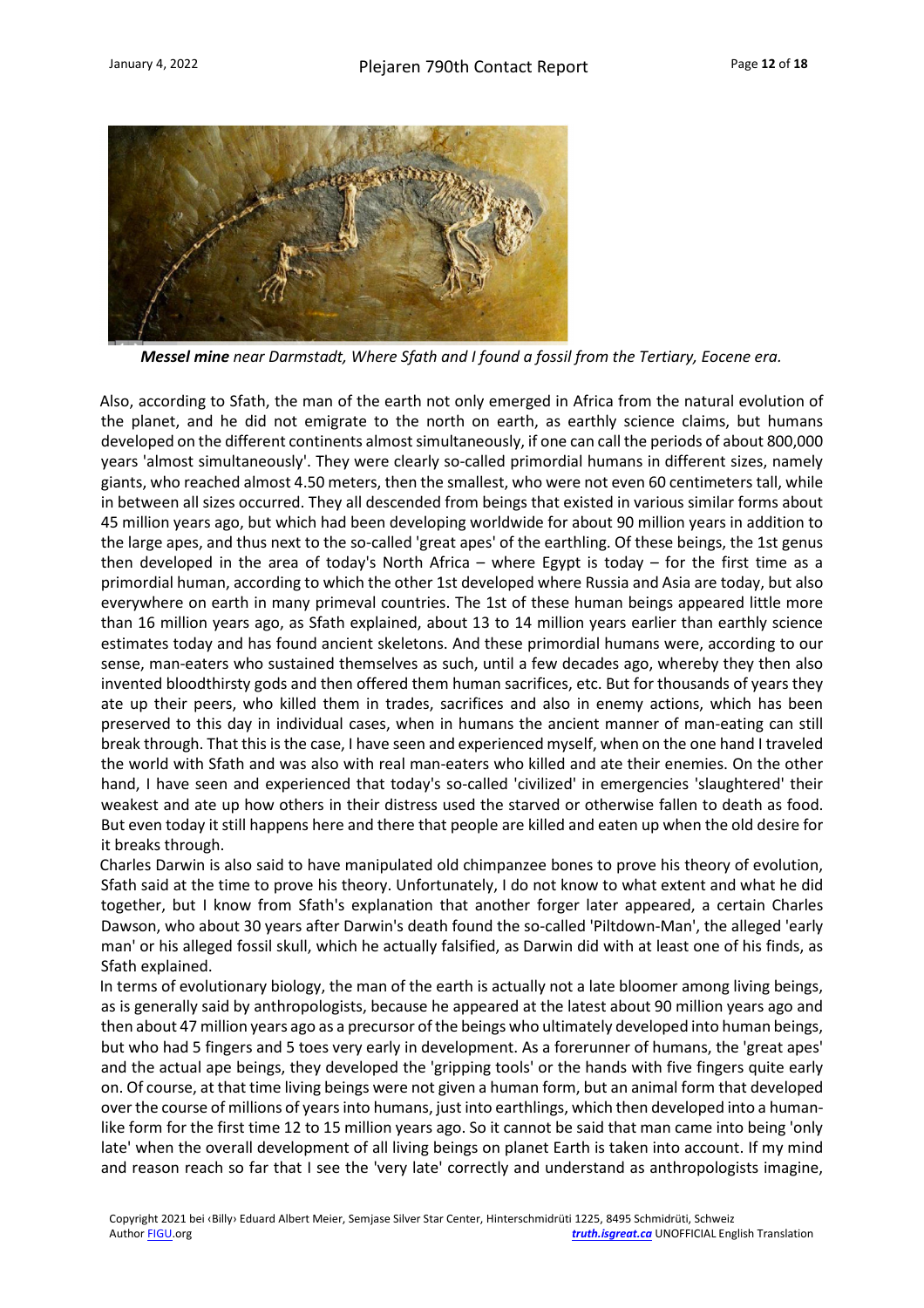***Messel mine** near Darmstadt, Where Sfath and I found a fossil from the Tertiary, Eocene era.*

Also, according to Sfath, the man of the earth not only emerged in Africa from the natural evolution of the planet, and he did not emigrate to the north on earth, as earthly science claims, but humans developed on the different continents almost simultaneously, if one can call the periods of about 800,000 years 'almost simultaneously'. They were clearly so-called primordial humans in different sizes, namely giants, who reached almost 4.50 meters, then the smallest, who were not even 60 centimeters tall, while in between all sizes occurred. They all descended from beings that existed in various similar forms about 45 million years ago, but which had been developing worldwide for about 90 million years in addition to the large apes, and thus next to the so-called 'great apes' of the earthling. Of these beings, the 1st genus then developed in the area of today's North Africa – where Egypt is today – for the first time as a primordial human, according to which the other 1st developed where Russia and Asia are today, but also everywhere on earth in many primeval countries. The 1st of these human beings appeared little more than 16 million years ago, as Sfath explained, about 13 to 14 million years earlier than earthly science estimates today and has found ancient skeletons. And these primordial humans were, according to our sense, man-eaters who sustained themselves as such, until a few decades ago, whereby they then also invented bloodthirsty gods and then offered them human sacrifices, etc. But for thousands of years they ate up their peers, who killed them in trades, sacrifices and also in enemy actions, which has been preserved to this day in individual cases, when in humans the ancient manner of man-eating can still break through. That this is the case, I have seen and experienced myself, when on the one hand I traveled the world with Sfath and was also with real man-eaters who killed and ate their enemies. On the other hand, I have seen and experienced that today's so-called 'civilized' in emergencies 'slaughtered' their weakest and ate up how others in their distress used the starved or otherwise fallen to death as food. But even today it still happens here and there that people are killed and eaten up when the old desire for it breaks through.

Charles Darwin is also said to have manipulated old chimpanzee bones to prove his theory of evolution, Sfath said at the time to prove his theory. Unfortunately, I do not know to what extent and what he did together, but I know from Sfath's explanation that another forger later appeared, a certain Charles Dawson, who about 30 years after Darwin's death found the so-called 'Piltdown-Man', the alleged 'early man' or his alleged fossil skull, which he actually falsified, as Darwin did with at least one of his finds, as Sfath explained.

In terms of evolutionary biology, the man of the earth is actually not a late bloomer among living beings, as is generally said by anthropologists, because he appeared at the latest about 90 million years ago and then about 47 million years ago as a precursor of the beings who ultimately developed into human beings, but who had 5 fingers and 5 toes very early in development. As a forerunner of humans, the 'great apes' and the actual ape beings, they developed the 'gripping tools' or the hands with five fingers quite early on. Of course, at that time living beings were not given a human form, but an animal form that developed over the course of millions of years into humans, just into earthlings, which then developed into a human-like form for the first time 12 to 15 million years ago. So it cannot be said that man came into being 'only late' when the overall development of all living beings on planet Earth is taken into account. If my mind and reason reach so far that I see the 'very late' correctly and understand as anthropologists imagine,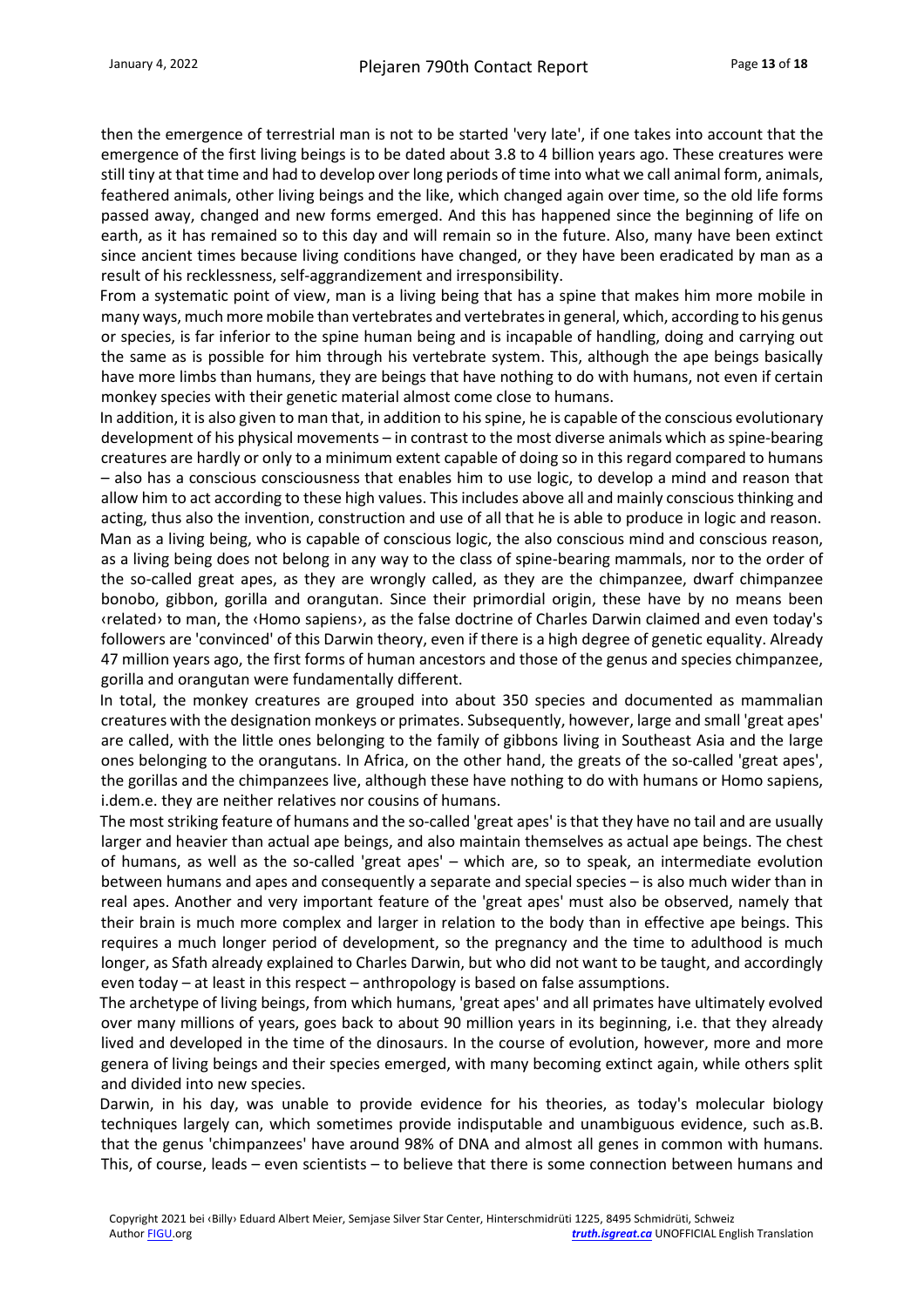then the emergence of terrestrial man is not to be started 'very late', if one takes into account that the emergence of the first living beings is to be dated about 3.8 to 4 billion years ago. These creatures were still tiny at that time and had to develop over long periods of time into what we call animal form, animals, feathered animals, other living beings and the like, which changed again over time, so the old life forms passed away, changed and new forms emerged. And this has happened since the beginning of life on earth, as it has remained so to this day and will remain so in the future. Also, many have been extinct since ancient times because living conditions have changed, or they have been eradicated by man as a result of his recklessness, self-aggrandizement and irresponsibility.

From a systematic point of view, man is a living being that has a spine that makes him more mobile in many ways, much more mobile than vertebrates and vertebrates in general, which, according to his genus or species, is far inferior to the spine human being and is incapable of handling, doing and carrying out the same as is possible for him through his vertebrate system. This, although the ape beings basically have more limbs than humans, they are beings that have nothing to do with humans, not even if certain monkey species with their genetic material almost come close to humans.

In addition, it is also given to man that, in addition to his spine, he is capable of the conscious evolutionary development of his physical movements – in contrast to the most diverse animals which as spine-bearing creatures are hardly or only to a minimum extent capable of doing so in this regard compared to humans – also has a conscious consciousness that enables him to use logic, to develop a mind and reason that allow him to act according to these high values. This includes above all and mainly conscious thinking and acting, thus also the invention, construction and use of all that he is able to produce in logic and reason.

Man as a living being, who is capable of conscious logic, the also conscious mind and conscious reason, as a living being does not belong in any way to the class of spine-bearing mammals, nor to the order of the so-called great apes, as they are wrongly called, as they are the chimpanzee, dwarf chimpanzee bonobo, gibbon, gorilla and orangutan. Since their primordial origin, these have by no means been ‹related› to man, the ‹Homo sapiens›, as the false doctrine of Charles Darwin claimed and even today's followers are 'convinced' of this Darwin theory, even if there is a high degree of genetic equality. Already 47 million years ago, the first forms of human ancestors and those of the genus and species chimpanzee, gorilla and orangutan were fundamentally different.

In total, the monkey creatures are grouped into about 350 species and documented as mammalian creatures with the designation monkeys or primates. Subsequently, however, large and small 'great apes' are called, with the little ones belonging to the family of gibbons living in Southeast Asia and the large ones belonging to the orangutans. In Africa, on the other hand, the greats of the so-called 'great apes', the gorillas and the chimpanzees live, although these have nothing to do with humans or Homo sapiens, i.dem.e. they are neither relatives nor cousins of humans.

The most striking feature of humans and the so-called 'great apes' is that they have no tail and are usually larger and heavier than actual ape beings, and also maintain themselves as actual ape beings. The chest of humans, as well as the so-called 'great apes' – which are, so to speak, an intermediate evolution between humans and apes and consequently a separate and special species – is also much wider than in real apes. Another and very important feature of the 'great apes' must also be observed, namely that their brain is much more complex and larger in relation to the body than in effective ape beings. This requires a much longer period of development, so the pregnancy and the time to adulthood is much longer, as Sfath already explained to Charles Darwin, but who did not want to be taught, and accordingly even today – at least in this respect – anthropology is based on false assumptions.

The archetype of living beings, from which humans, 'great apes' and all primates have ultimately evolved over many millions of years, goes back to about 90 million years in its beginning, i.e. that they already lived and developed in the time of the dinosaurs. In the course of evolution, however, more and more genera of living beings and their species emerged, with many becoming extinct again, while others split and divided into new species.

Darwin, in his day, was unable to provide evidence for his theories, as today's molecular biology techniques largely can, which sometimes provide indisputable and unambiguous evidence, such as.B. that the genus 'chimpanzees' have around 98% of DNA and almost all genes in common with humans. This, of course, leads – even scientists – to believe that there is some connection between humans and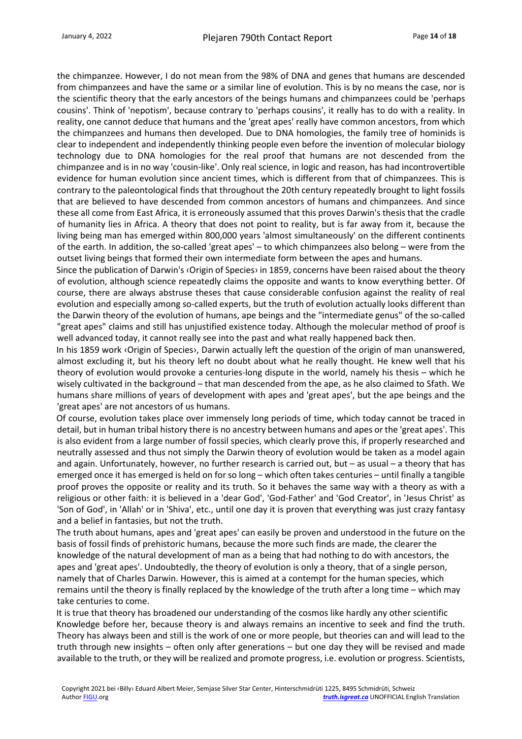the chimpanzee. However, I do not mean from the 98% of DNA and genes that humans are descended from chimpanzees and have the same or a similar line of evolution. This is by no means the case, nor is the scientific theory that the early ancestors of the beings humans and chimpanzees could be 'perhaps cousins'. Think of 'nepotism', because contrary to 'perhaps cousins', it really has to do with a reality. In reality, one cannot deduce that humans and the 'great apes' really have common ancestors, from which the chimpanzees and humans then developed. Due to DNA homologies, the family tree of hominids is clear to independent and independently thinking people even before the invention of molecular biology technology due to DNA homologies for the real proof that humans are not descended from the chimpanzee and is in no way 'cousin-like'. Only real science, in logic and reason, has had incontrovertible evidence for human evolution since ancient times, which is different from that of chimpanzees. This is contrary to the paleontological finds that throughout the 20th century repeatedly brought to light fossils that are believed to have descended from common ancestors of humans and chimpanzees. And since these all come from East Africa, it is erroneously assumed that this proves Darwin's thesis that the cradle of humanity lies in Africa. A theory that does not point to reality, but is far away from it, because the living being man has emerged within 800,000 years 'almost simultaneously' on the different continents of the earth. In addition, the so-called 'great apes' – to which chimpanzees also belong – were from the outset living beings that formed their own intermediate form between the apes and humans.

Since the publication of Darwin's ‹Origin of Species› in 1859, concerns have been raised about the theory of evolution, although science repeatedly claims the opposite and wants to know everything better. Of course, there are always abstruse theses that cause considerable confusion against the reality of real evolution and especially among so-called experts, but the truth of evolution actually looks different than the Darwin theory of the evolution of humans, ape beings and the "intermediate genus" of the so-called "great apes" claims and still has unjustified existence today. Although the molecular method of proof is well advanced today, it cannot really see into the past and what really happened back then.

In his 1859 work ‹Origin of Species›, Darwin actually left the question of the origin of man unanswered, almost excluding it, but his theory left no doubt about what he really thought. He knew well that his theory of evolution would provoke a centuries-long dispute in the world, namely his thesis – which he wisely cultivated in the background – that man descended from the ape, as he also claimed to Sfath. We humans share millions of years of development with apes and 'great apes', but the ape beings and the 'great apes' are not ancestors of us humans.

Of course, evolution takes place over immensely long periods of time, which today cannot be traced in detail, but in human tribal history there is no ancestry between humans and apes or the 'great apes'. This is also evident from a large number of fossil species, which clearly prove this, if properly researched and neutrally assessed and thus not simply the Darwin theory of evolution would be taken as a model again and again. Unfortunately, however, no further research is carried out, but – as usual – a theory that has emerged once it has emerged is held on for so long – which often takes centuries – until finally a tangible proof proves the opposite or reality and its truth. So it behaves the same way with a theory as with a religious or other faith: it is believed in a 'dear God', 'God-Father' and 'God Creator', in 'Jesus Christ' as 'Son of God', in 'Allah' or in 'Shiva', etc., until one day it is proven that everything was just crazy fantasy and a belief in fantasies, but not the truth.

The truth about humans, apes and 'great apes' can easily be proven and understood in the future on the basis of fossil finds of prehistoric humans, because the more such finds are made, the clearer the knowledge of the natural development of man as a being that had nothing to do with ancestors, the apes and 'great apes'. Undoubtedly, the theory of evolution is only a theory, that of a single person, namely that of Charles Darwin. However, this is aimed at a contempt for the human species, which remains until the theory is finally replaced by the knowledge of the truth after a long time – which may take centuries to come.

It is true that theory has broadened our understanding of the cosmos like hardly any other scientific Knowledge before her, because theory is and always remains an incentive to seek and find the truth. Theory has always been and still is the work of one or more people, but theories can and will lead to the truth through new insights – often only after generations – but one day they will be revised and made available to the truth, or they will be realized and promote progress, i.e. evolution or progress. Scientists,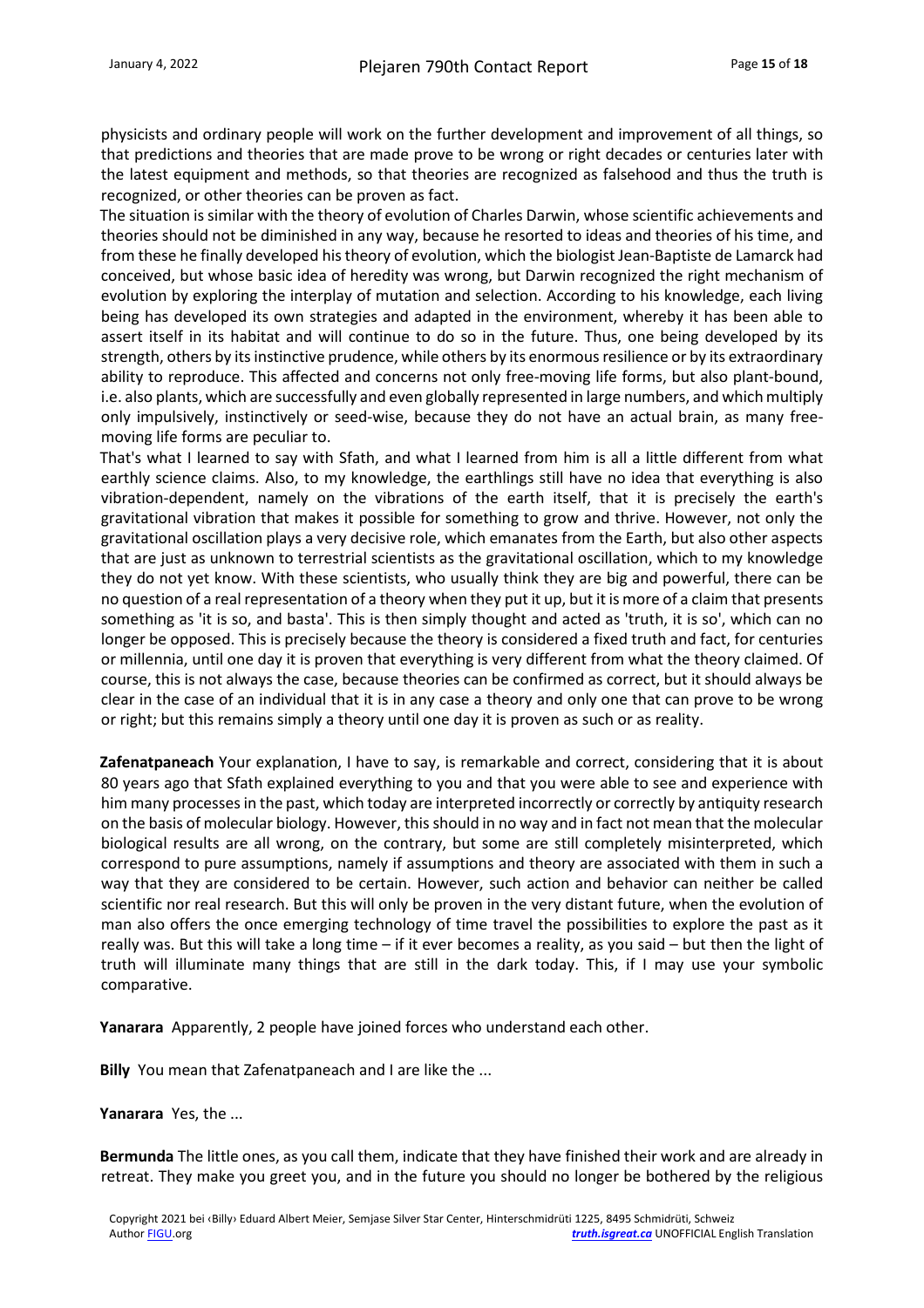physicists and ordinary people will work on the further development and improvement of all things, so that predictions and theories that are made prove to be wrong or right decades or centuries later with the latest equipment and methods, so that theories are recognized as falsehood and thus the truth is recognized, or other theories can be proven as fact.

The situation is similar with the theory of evolution of Charles Darwin, whose scientific achievements and theories should not be diminished in any way, because he resorted to ideas and theories of his time, and from these he finally developed his theory of evolution, which the biologist Jean-Baptiste de Lamarck had conceived, but whose basic idea of heredity was wrong, but Darwin recognized the right mechanism of evolution by exploring the interplay of mutation and selection. According to his knowledge, each living being has developed its own strategies and adapted in the environment, whereby it has been able to assert itself in its habitat and will continue to do so in the future. Thus, one being developed by its strength, others by its instinctive prudence, while others by its enormous resilience or by its extraordinary ability to reproduce. This affected and concerns not only free-moving life forms, but also plant-bound, i.e. also plants, which are successfully and even globally represented in large numbers, and which multiply only impulsively, instinctively or seed-wise, because they do not have an actual brain, as many free-moving life forms are peculiar to.

That's what I learned to say with Sfath, and what I learned from him is all a little different from what earthly science claims. Also, to my knowledge, the earthlings still have no idea that everything is also vibration-dependent, namely on the vibrations of the earth itself, that it is precisely the earth's gravitational vibration that makes it possible for something to grow and thrive. However, not only the gravitational oscillation plays a very decisive role, which emanates from the Earth, but also other aspects that are just as unknown to terrestrial scientists as the gravitational oscillation, which to my knowledge they do not yet know. With these scientists, who usually think they are big and powerful, there can be no question of a real representation of a theory when they put it up, but it is more of a claim that presents something as 'it is so, and basta'. This is then simply thought and acted as 'truth, it is so', which can no longer be opposed. This is precisely because the theory is considered a fixed truth and fact, for centuries or millennia, until one day it is proven that everything is very different from what the theory claimed. Of course, this is not always the case, because theories can be confirmed as correct, but it should always be clear in the case of an individual that it is in any case a theory and only one that can prove to be wrong or right; but this remains simply a theory until one day it is proven as such or as reality.

**Zafenatpaneach** Your explanation, I have to say, is remarkable and correct, considering that it is about 80 years ago that Sfath explained everything to you and that you were able to see and experience with him many processes in the past, which today are interpreted incorrectly or correctly by antiquity research on the basis of molecular biology. However, this should in no way and in fact not mean that the molecular biological results are all wrong, on the contrary, but some are still completely misinterpreted, which correspond to pure assumptions, namely if assumptions and theory are associated with them in such a way that they are considered to be certain. However, such action and behavior can neither be called scientific nor real research. But this will only be proven in the very distant future, when the evolution of man also offers the once emerging technology of time travel the possibilities to explore the past as it really was. But this will take a long time – if it ever becomes a reality, as you said – but then the light of truth will illuminate many things that are still in the dark today. This, if I may use your symbolic comparative.

**Yanarara** Apparently, 2 people have joined forces who understand each other.

**Billy** You mean that Zafenatpaneach and I are like the ...

**Yanarara** Yes, the ...

**Bermunda** The little ones, as you call them, indicate that they have finished their work and are already in retreat. They make you greet you, and in the future you should no longer be bothered by the religious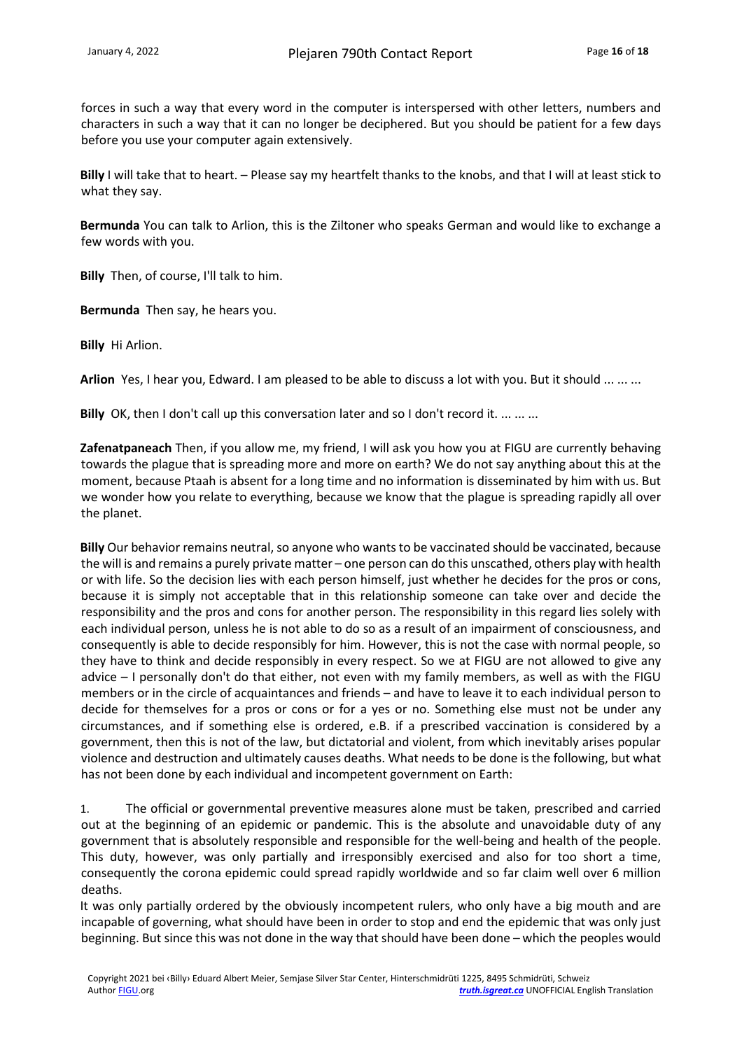forces in such a way that every word in the computer is interspersed with other letters, numbers and characters in such a way that it can no longer be deciphered. But you should be patient for a few days before you use your computer again extensively.

**Billy** I will take that to heart. – Please say my heartfelt thanks to the knobs, and that I will at least stick to what they say.

**Bermunda** You can talk to Arlion, this is the Ziltoner who speaks German and would like to exchange a few words with you.

**Billy** Then, of course, I'll talk to him.

**Bermunda** Then say, he hears you.

**Billy** Hi Arlion.

**Arlion** Yes, I hear you, Edward. I am pleased to be able to discuss a lot with you. But it should ... ... ...

**Billy** OK, then I don't call up this conversation later and so I don't record it. ... ... ...

**Zafenatpaneach** Then, if you allow me, my friend, I will ask you how you at FIGU are currently behaving towards the plague that is spreading more and more on earth? We do not say anything about this at the moment, because Ptaah is absent for a long time and no information is disseminated by him with us. But we wonder how you relate to everything, because we know that the plague is spreading rapidly all over the planet.

**Billy** Our behavior remains neutral, so anyone who wants to be vaccinated should be vaccinated, because the will is and remains a purely private matter – one person can do this unscathed, others play with health or with life. So the decision lies with each person himself, just whether he decides for the pros or cons, because it is simply not acceptable that in this relationship someone can take over and decide the responsibility and the pros and cons for another person. The responsibility in this regard lies solely with each individual person, unless he is not able to do so as a result of an impairment of consciousness, and consequently is able to decide responsibly for him. However, this is not the case with normal people, so they have to think and decide responsibly in every respect. So we at FIGU are not allowed to give any advice – I personally don't do that either, not even with my family members, as well as with the FIGU members or in the circle of acquaintances and friends – and have to leave it to each individual person to decide for themselves for a pros or cons or for a yes or no. Something else must not be under any circumstances, and if something else is ordered, e.B. if a prescribed vaccination is considered by a government, then this is not of the law, but dictatorial and violent, from which inevitably arises popular violence and destruction and ultimately causes deaths. What needs to be done is the following, but what has not been done by each individual and incompetent government on Earth:

1. The official or governmental preventive measures alone must be taken, prescribed and carried out at the beginning of an epidemic or pandemic. This is the absolute and unavoidable duty of any government that is absolutely responsible and responsible for the well-being and health of the people. This duty, however, was only partially and irresponsibly exercised and also for too short a time, consequently the corona epidemic could spread rapidly worldwide and so far claim well over 6 million deaths.

It was only partially ordered by the obviously incompetent rulers, who only have a big mouth and are incapable of governing, what should have been in order to stop and end the epidemic that was only just beginning. But since this was not done in the way that should have been done – which the peoples would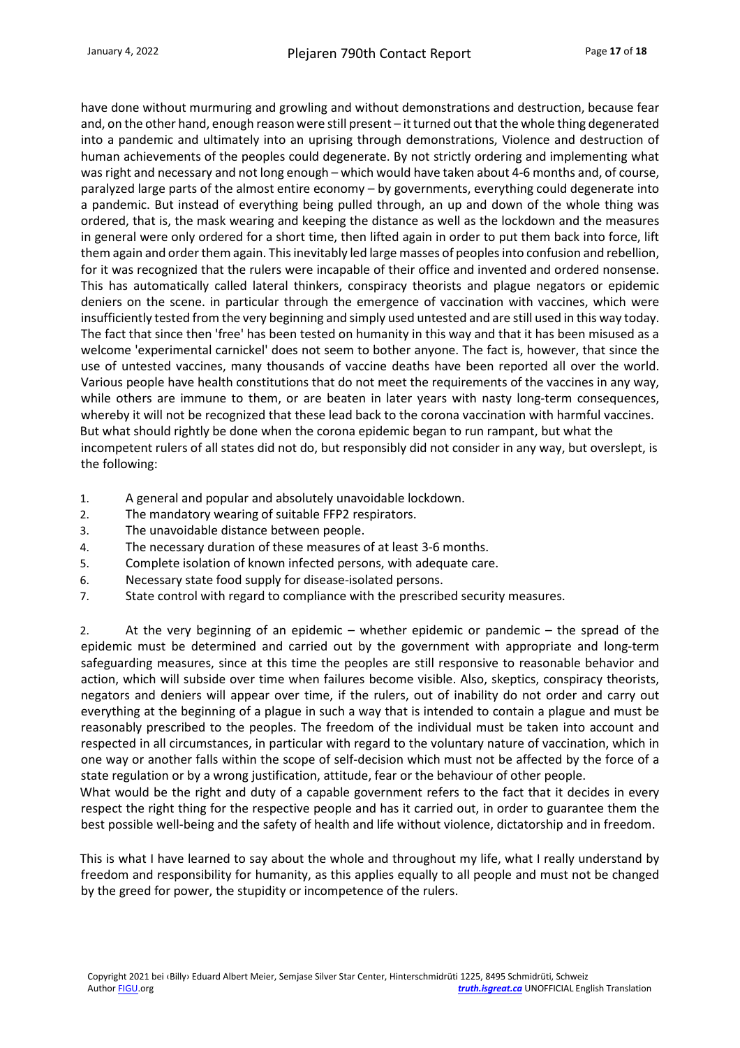have done without murmuring and growling and without demonstrations and destruction, because fear and, on the other hand, enough reason were still present – it turned out that the whole thing degenerated into a pandemic and ultimately into an uprising through demonstrations, Violence and destruction of human achievements of the peoples could degenerate. By not strictly ordering and implementing what was right and necessary and not long enough – which would have taken about 4-6 months and, of course, paralyzed large parts of the almost entire economy – by governments, everything could degenerate into a pandemic. But instead of everything being pulled through, an up and down of the whole thing was ordered, that is, the mask wearing and keeping the distance as well as the lockdown and the measures in general were only ordered for a short time, then lifted again in order to put them back into force, lift them again and order them again. This inevitably led large masses of peoples into confusion and rebellion, for it was recognized that the rulers were incapable of their office and invented and ordered nonsense. This has automatically called lateral thinkers, conspiracy theorists and plague negators or epidemic deniers on the scene. in particular through the emergence of vaccination with vaccines, which were insufficiently tested from the very beginning and simply used untested and are still used in this way today. The fact that since then 'free' has been tested on humanity in this way and that it has been misused as a welcome 'experimental carnickel' does not seem to bother anyone. The fact is, however, that since the use of untested vaccines, many thousands of vaccine deaths have been reported all over the world. Various people have health constitutions that do not meet the requirements of the vaccines in any way, while others are immune to them, or are beaten in later years with nasty long-term consequences, whereby it will not be recognized that these lead back to the corona vaccination with harmful vaccines. But what should rightly be done when the corona epidemic began to run rampant, but what the incompetent rulers of all states did not do, but responsibly did not consider in any way, but overslept, is the following:

1. A general and popular and absolutely unavoidable lockdown.
2. The mandatory wearing of suitable FFP2 respirators.
3. The unavoidable distance between people.
4. The necessary duration of these measures of at least 3-6 months.
5. Complete isolation of known infected persons, with adequate care.
6. Necessary state food supply for disease-isolated persons.
7. State control with regard to compliance with the prescribed security measures.

2. At the very beginning of an epidemic – whether epidemic or pandemic – the spread of the epidemic must be determined and carried out by the government with appropriate and long-term safeguarding measures, since at this time the peoples are still responsive to reasonable behavior and action, which will subside over time when failures become visible. Also, skeptics, conspiracy theorists, negators and deniers will appear over time, if the rulers, out of inability do not order and carry out everything at the beginning of a plague in such a way that is intended to contain a plague and must be reasonably prescribed to the peoples. The freedom of the individual must be taken into account and respected in all circumstances, in particular with regard to the voluntary nature of vaccination, which in one way or another falls within the scope of self-decision which must not be affected by the force of a state regulation or by a wrong justification, attitude, fear or the behaviour of other people.
What would be the right and duty of a capable government refers to the fact that it decides in every respect the right thing for the respective people and has it carried out, in order to guarantee them the best possible well-being and the safety of health and life without violence, dictatorship and in freedom.

This is what I have learned to say about the whole and throughout my life, what I really understand by freedom and responsibility for humanity, as this applies equally to all people and must not be changed by the greed for power, the stupidity or incompetence of the rulers.

Copyright 2021 bei ‹Billy› Eduard Albert Meier, Semjase Silver Star Center, Hinterschmidrüti 1225, 8495 Schmidrüti, Schweiz
Author FIGU.org *truth.isgreat.ca* UNOFFICIAL English Translation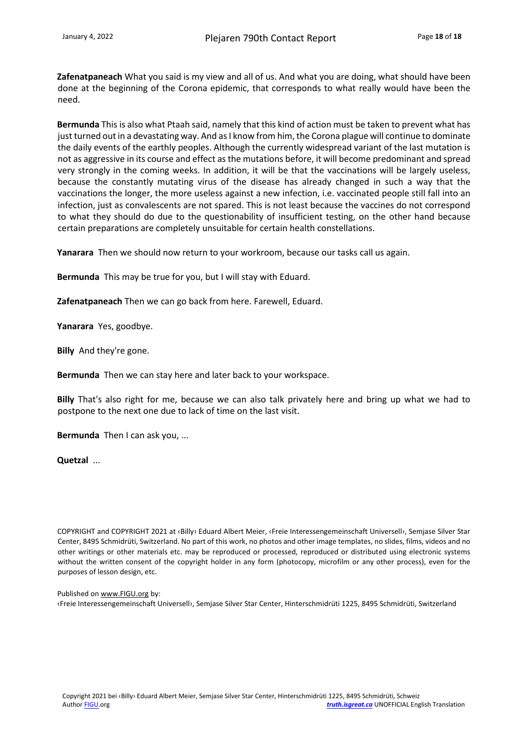**Zafenatpaneach** What you said is my view and all of us. And what you are doing, what should have been done at the beginning of the Corona epidemic, that corresponds to what really would have been the need.

**Bermunda** This is also what Ptaah said, namely that this kind of action must be taken to prevent what has just turned out in a devastating way. And as I know from him, the Corona plague will continue to dominate the daily events of the earthly peoples. Although the currently widespread variant of the last mutation is not as aggressive in its course and effect as the mutations before, it will become predominant and spread very strongly in the coming weeks. In addition, it will be that the vaccinations will be largely useless, because the constantly mutating virus of the disease has already changed in such a way that the vaccinations the longer, the more useless against a new infection, i.e. vaccinated people still fall into an infection, just as convalescents are not spared. This is not least because the vaccines do not correspond to what they should do due to the questionability of insufficient testing, on the other hand because certain preparations are completely unsuitable for certain health constellations.

**Yanarara** Then we should now return to your workroom, because our tasks call us again.

**Bermunda** This may be true for you, but I will stay with Eduard.

**Zafenatpaneach** Then we can go back from here. Farewell, Eduard.

**Yanarara** Yes, goodbye.

**Billy** And they're gone.

**Bermunda** Then we can stay here and later back to your workspace.

**Billy** That's also right for me, because we can also talk privately here and bring up what we had to postpone to the next one due to lack of time on the last visit.

**Bermunda** Then I can ask you, ...

**Quetzal** ...

COPYRIGHT and COPYRIGHT 2021 at ‹Billy› Eduard Albert Meier, ‹Freie Interessengemeinschaft Universell›, Semjase Silver Star Center, 8495 Schmidrüti, Switzerland. No part of this work, no photos and other image templates, no slides, films, videos and no other writings or other materials etc. may be reproduced or processed, reproduced or distributed using electronic systems without the written consent of the copyright holder in any form (photocopy, microfilm or any other process), even for the purposes of lesson design, etc.

Published on www.FIGU.org by:
‹Freie Interessengemeinschaft Universell›, Semjase Silver Star Center, Hinterschmidrüti 1225, 8495 Schmidrüti, Switzerland